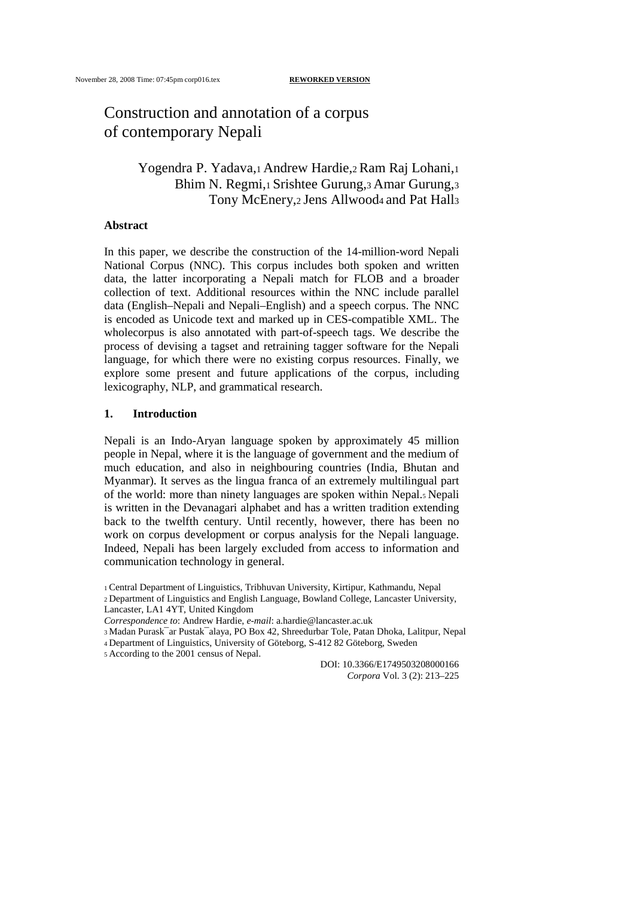# Construction and annotation of a corpus of contemporary Nepali

Yogendra P. Yadava,[1] Andrew Hardie,[2] Ram Raj Lohani,[1] Bhim N. Regmi,[1] Srishtee Gurung,[3] Amar Gurung,[3] Tony McEnery,[2] Jens Allwood[4] and Pat Hall[3]

### Abstract

In this paper, we describe the construction of the 14-million-word Nepali National Corpus (NNC). This corpus includes both spoken and written data, the latter incorporating a Nepali match for FLOB and a broader collection of text. Additional resources within the NNC include parallel data (English–Nepali and Nepali–English) and a speech corpus. The NNC is encoded as Unicode text and marked up in CES-compatible XML. The wholecorpus is also annotated with part-of-speech tags. We describe the process of devising a tagset and retraining tagger software for the Nepali language, for which there were no existing corpus resources. Finally, we explore some present and future applications of the corpus, including lexicography, NLP, and grammatical research.

## 1. Introduction

Nepali is an Indo-Aryan language spoken by approximately 45 million people in Nepal, where it is the language of government and the medium of much education, and also in neighbouring countries (India, Bhutan and Myanmar). It serves as the lingua franca of an extremely multilingual part of the world: more than ninety languages are spoken within Nepal.[5] Nepali is written in the Devanagari alphabet and has a written tradition extending back to the twelfth century. Until recently, however, there has been no work on corpus development or corpus analysis for the Nepali language. Indeed, Nepali has been largely excluded from access to information and communication technology in general.

[1] Central Department of Linguistics, Tribhuvan University, Kirtipur, Kathmandu, Nepal
[2] Department of Linguistics and English Language, Bowland College, Lancaster University, Lancaster, LA1 4YT, United Kingdom
*Correspondence to*: Andrew Hardie, *e-mail*: a.hardie@lancaster.ac.uk
[3] Madan Purask¯ar Pustak¯alaya, PO Box 42, Shreedurbar Tole, Patan Dhoka, Lalitpur, Nepal
[4] Department of Linguistics, University of Göteborg, S-412 82 Göteborg, Sweden
[5] According to the 2001 census of Nepal.

DOI: 10.3366/E1749503208000166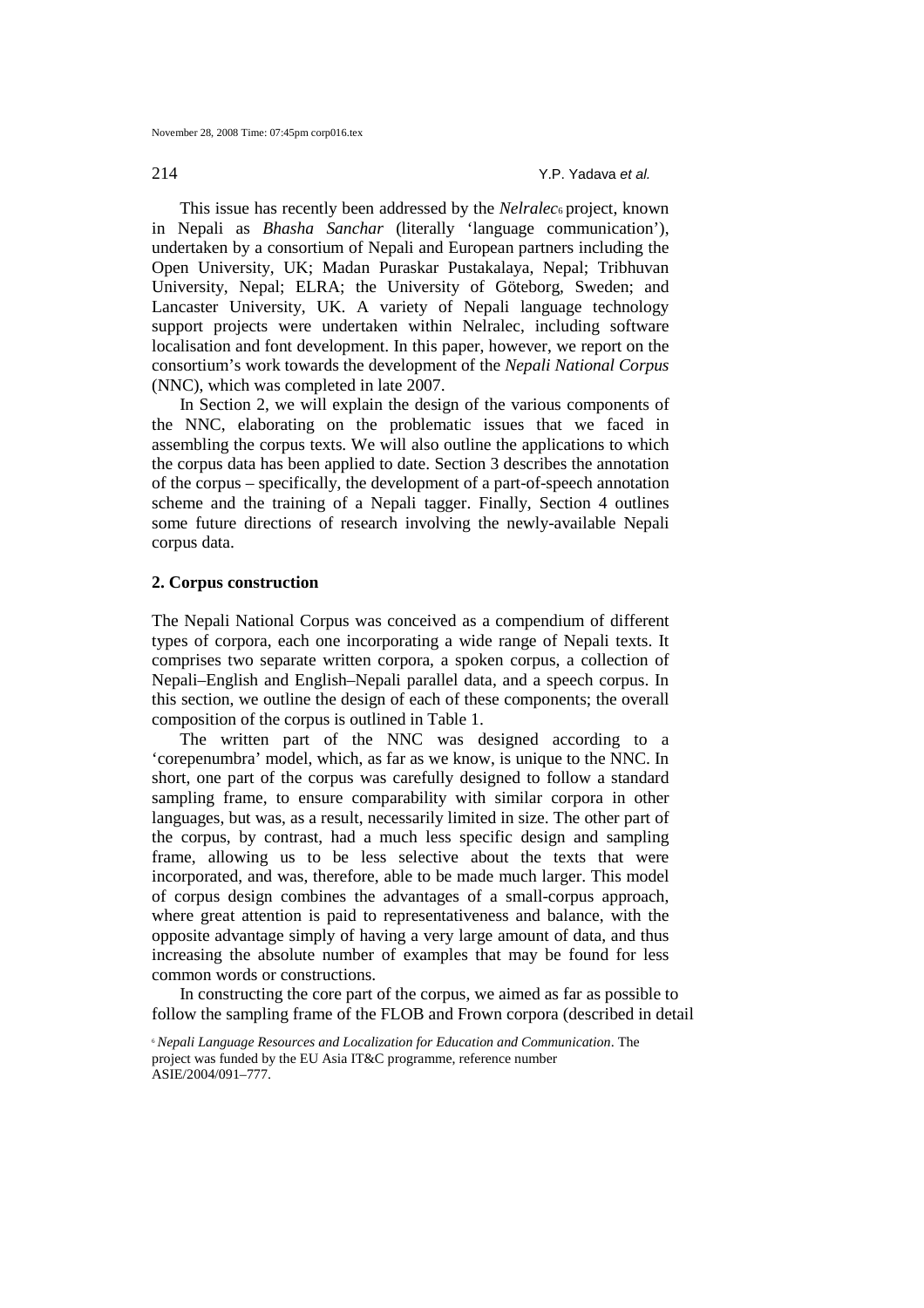This issue has recently been addressed by the *Nelralec*[6] project, known in Nepali as *Bhasha Sanchar* (literally 'language communication'), undertaken by a consortium of Nepali and European partners including the Open University, UK; Madan Puraskar Pustakalaya, Nepal; Tribhuvan University, Nepal; ELRA; the University of Göteborg, Sweden; and Lancaster University, UK. A variety of Nepali language technology support projects were undertaken within Nelralec, including software localisation and font development. In this paper, however, we report on the consortium's work towards the development of the *Nepali National Corpus* (NNC), which was completed in late 2007.

In Section 2, we will explain the design of the various components of the NNC, elaborating on the problematic issues that we faced in assembling the corpus texts. We will also outline the applications to which the corpus data has been applied to date. Section 3 describes the annotation of the corpus – specifically, the development of a part-of-speech annotation scheme and the training of a Nepali tagger. Finally, Section 4 outlines some future directions of research involving the newly-available Nepali corpus data.

## 2. Corpus construction

The Nepali National Corpus was conceived as a compendium of different types of corpora, each one incorporating a wide range of Nepali texts. It comprises two separate written corpora, a spoken corpus, a collection of Nepali–English and English–Nepali parallel data, and a speech corpus. In this section, we outline the design of each of these components; the overall composition of the corpus is outlined in Table 1.

The written part of the NNC was designed according to a 'corepenumbra' model, which, as far as we know, is unique to the NNC. In short, one part of the corpus was carefully designed to follow a standard sampling frame, to ensure comparability with similar corpora in other languages, but was, as a result, necessarily limited in size. The other part of the corpus, by contrast, had a much less specific design and sampling frame, allowing us to be less selective about the texts that were incorporated, and was, therefore, able to be made much larger. This model of corpus design combines the advantages of a small-corpus approach, where great attention is paid to representativeness and balance, with the opposite advantage simply of having a very large amount of data, and thus increasing the absolute number of examples that may be found for less common words or constructions.

In constructing the core part of the corpus, we aimed as far as possible to follow the sampling frame of the FLOB and Frown corpora (described in detail

[6] *Nepali Language Resources and Localization for Education and Communication*. The project was funded by the EU Asia IT&C programme, reference number ASIE/2004/091–777.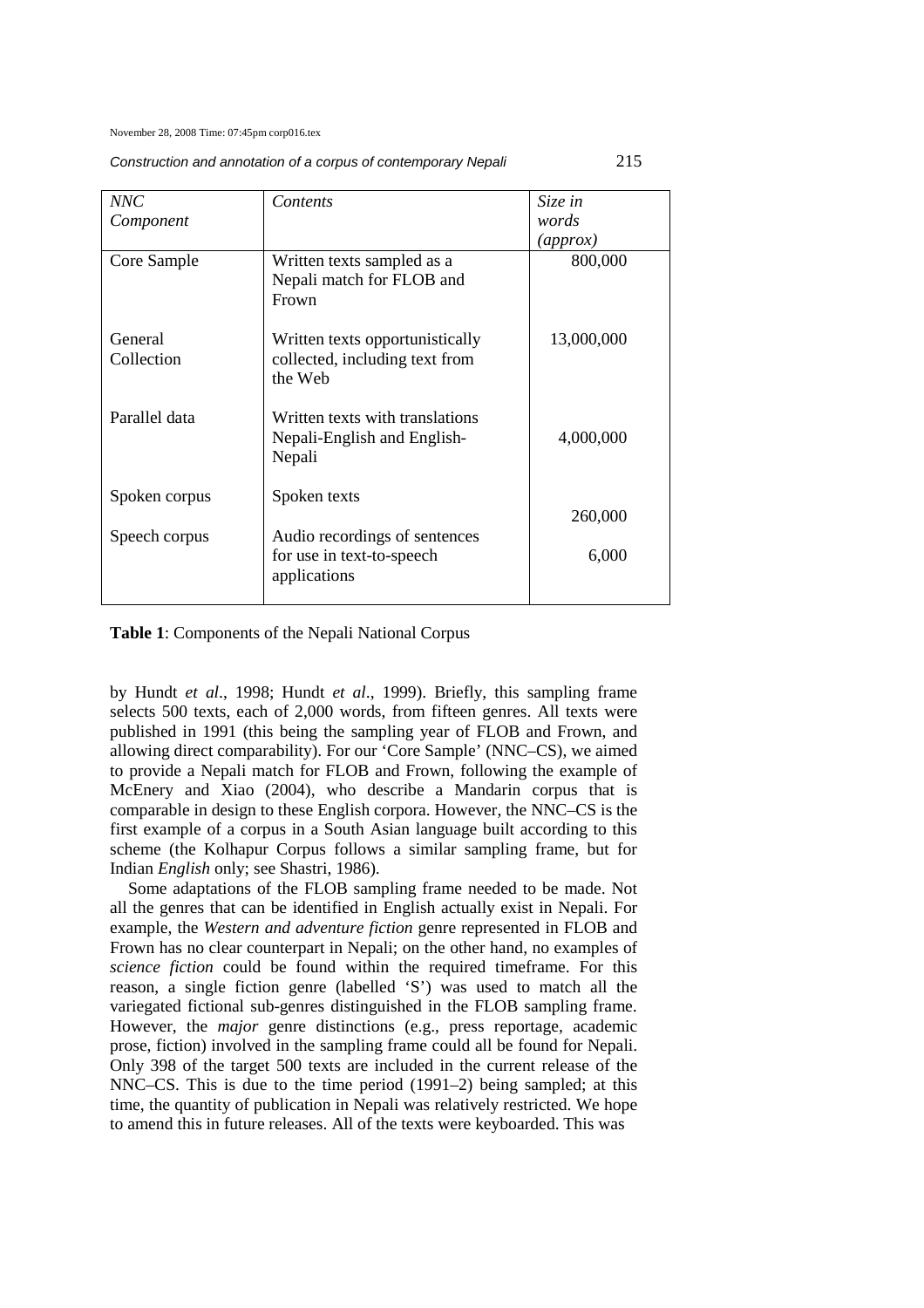| *NNC Component* | *Contents* | *Size in words (approx)* |
|---|---|---|
| Core Sample | Written texts sampled as a Nepali match for FLOB and Frown | 800,000 |
| General Collection | Written texts opportunistically collected, including text from the Web | 13,000,000 |
| Parallel data | Written texts with translations Nepali-English and English-Nepali | 4,000,000 |
| Spoken corpus | Spoken texts | 260,000 |
| Speech corpus | Audio recordings of sentences for use in text-to-speech applications | 6,000 |

**Table 1**: Components of the Nepali National Corpus

by Hundt *et al*., 1998; Hundt *et al*., 1999). Briefly, this sampling frame selects 500 texts, each of 2,000 words, from fifteen genres. All texts were published in 1991 (this being the sampling year of FLOB and Frown, and allowing direct comparability). For our 'Core Sample' (NNC–CS), we aimed to provide a Nepali match for FLOB and Frown, following the example of McEnery and Xiao (2004), who describe a Mandarin corpus that is comparable in design to these English corpora. However, the NNC–CS is the first example of a corpus in a South Asian language built according to this scheme (the Kolhapur Corpus follows a similar sampling frame, but for Indian *English* only; see Shastri, 1986).

Some adaptations of the FLOB sampling frame needed to be made. Not all the genres that can be identified in English actually exist in Nepali. For example, the *Western and adventure fiction* genre represented in FLOB and Frown has no clear counterpart in Nepali; on the other hand, no examples of *science fiction* could be found within the required timeframe. For this reason, a single fiction genre (labelled 'S') was used to match all the variegated fictional sub-genres distinguished in the FLOB sampling frame. However, the *major* genre distinctions (e.g., press reportage, academic prose, fiction) involved in the sampling frame could all be found for Nepali. Only 398 of the target 500 texts are included in the current release of the NNC–CS. This is due to the time period (1991–2) being sampled; at this time, the quantity of publication in Nepali was relatively restricted. We hope to amend this in future releases. All of the texts were keyboarded. This was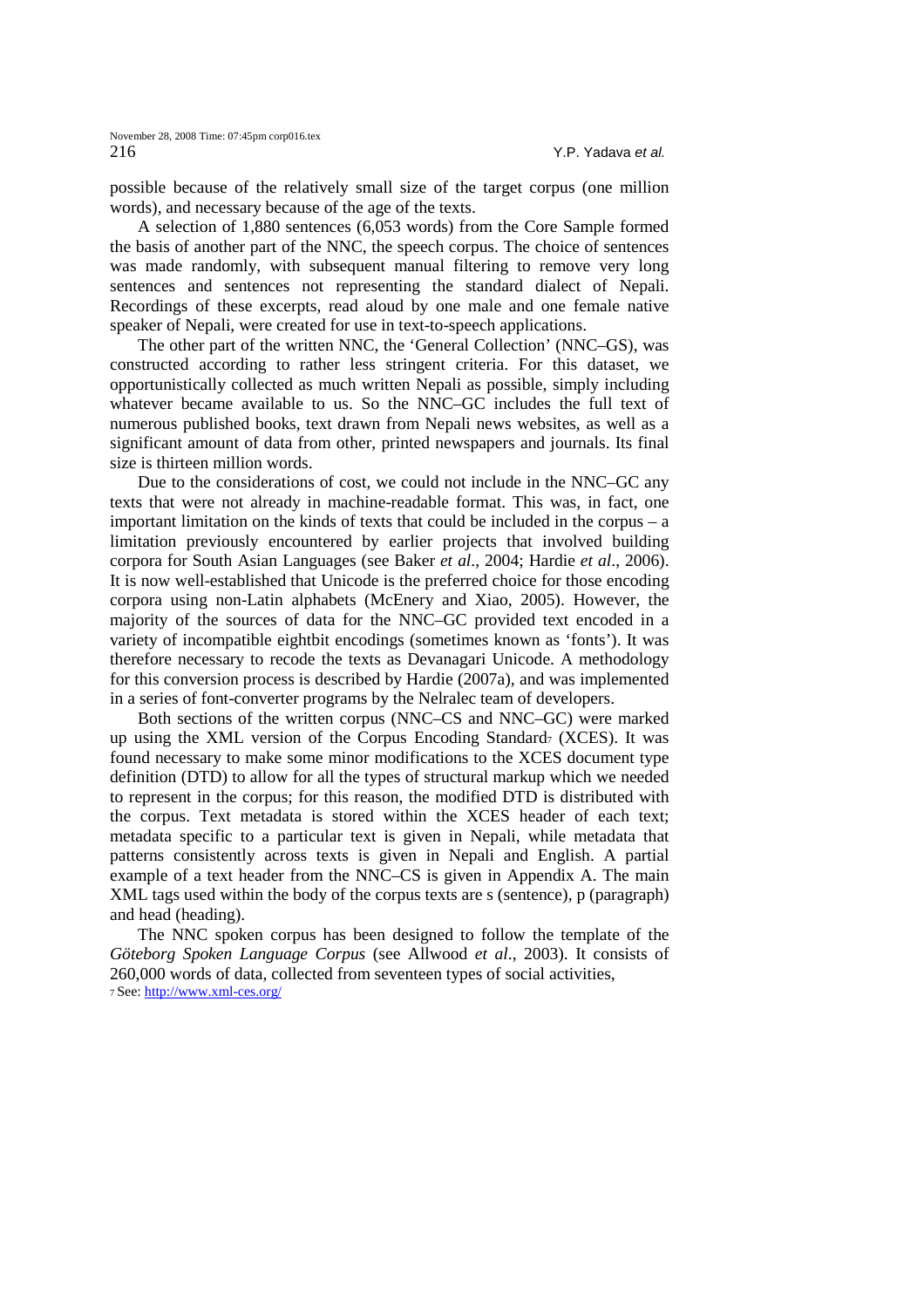possible because of the relatively small size of the target corpus (one million words), and necessary because of the age of the texts.

A selection of 1,880 sentences (6,053 words) from the Core Sample formed the basis of another part of the NNC, the speech corpus. The choice of sentences was made randomly, with subsequent manual filtering to remove very long sentences and sentences not representing the standard dialect of Nepali. Recordings of these excerpts, read aloud by one male and one female native speaker of Nepali, were created for use in text-to-speech applications.

The other part of the written NNC, the 'General Collection' (NNC–GS), was constructed according to rather less stringent criteria. For this dataset, we opportunistically collected as much written Nepali as possible, simply including whatever became available to us. So the NNC–GC includes the full text of numerous published books, text drawn from Nepali news websites, as well as a significant amount of data from other, printed newspapers and journals. Its final size is thirteen million words.

Due to the considerations of cost, we could not include in the NNC–GC any texts that were not already in machine-readable format. This was, in fact, one important limitation on the kinds of texts that could be included in the corpus – a limitation previously encountered by earlier projects that involved building corpora for South Asian Languages (see Baker *et al*., 2004; Hardie *et al*., 2006). It is now well-established that Unicode is the preferred choice for those encoding corpora using non-Latin alphabets (McEnery and Xiao, 2005). However, the majority of the sources of data for the NNC–GC provided text encoded in a variety of incompatible eightbit encodings (sometimes known as 'fonts'). It was therefore necessary to recode the texts as Devanagari Unicode. A methodology for this conversion process is described by Hardie (2007a), and was implemented in a series of font-converter programs by the Nelralec team of developers.

Both sections of the written corpus (NNC–CS and NNC–GC) were marked up using the XML version of the Corpus Encoding Standard[7] (XCES). It was found necessary to make some minor modifications to the XCES document type definition (DTD) to allow for all the types of structural markup which we needed to represent in the corpus; for this reason, the modified DTD is distributed with the corpus. Text metadata is stored within the XCES header of each text; metadata specific to a particular text is given in Nepali, while metadata that patterns consistently across texts is given in Nepali and English. A partial example of a text header from the NNC–CS is given in Appendix A. The main XML tags used within the body of the corpus texts are s (sentence), p (paragraph) and head (heading).

The NNC spoken corpus has been designed to follow the template of the *Göteborg Spoken Language Corpus* (see Allwood *et al*., 2003). It consists of 260,000 words of data, collected from seventeen types of social activities,

[7] See: http://www.xml-ces.org/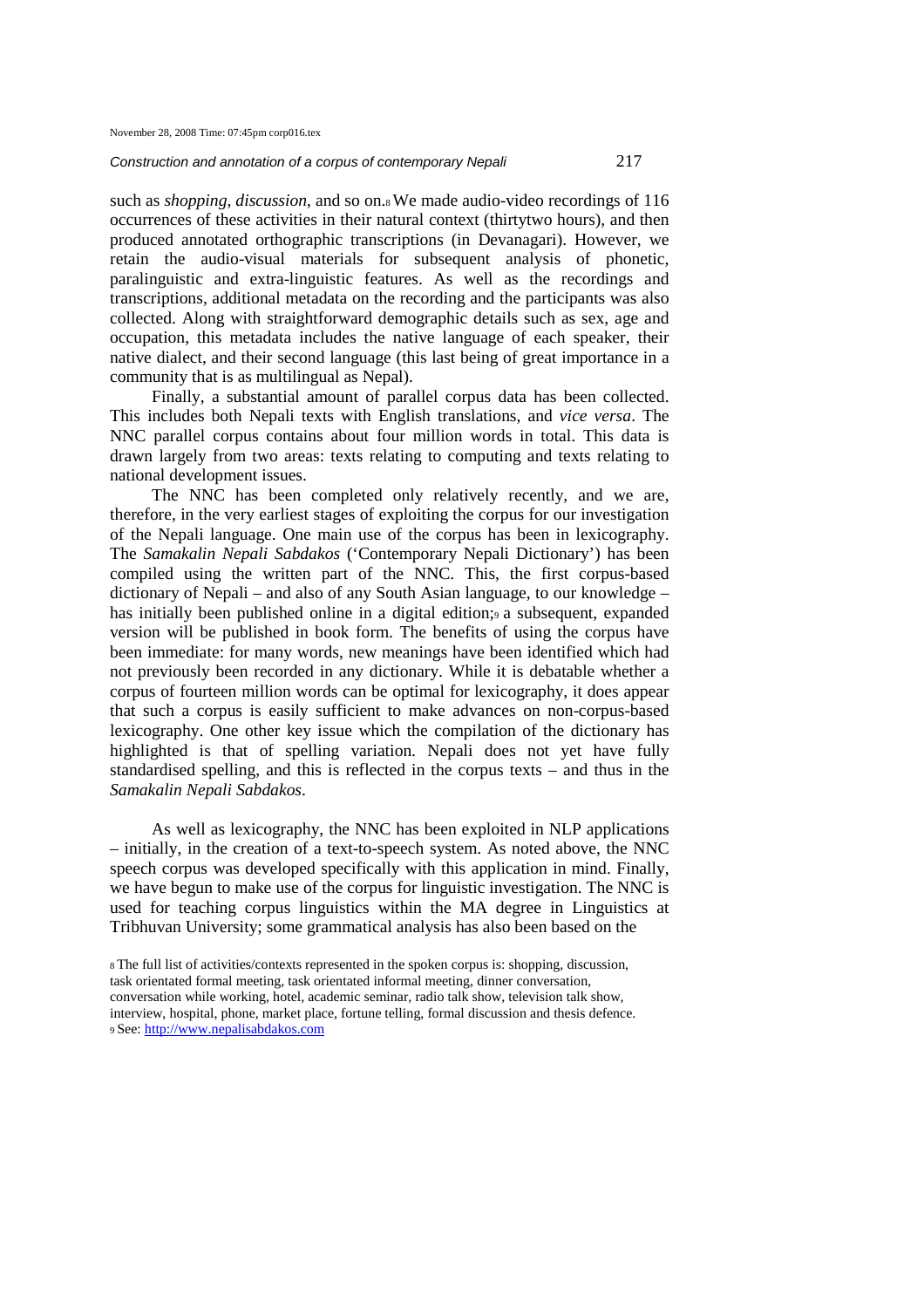such as *shopping*, *discussion*, and so on.[8] We made audio-video recordings of 116 occurrences of these activities in their natural context (thirtytwo hours), and then produced annotated orthographic transcriptions (in Devanagari). However, we retain the audio-visual materials for subsequent analysis of phonetic, paralinguistic and extra-linguistic features. As well as the recordings and transcriptions, additional metadata on the recording and the participants was also collected. Along with straightforward demographic details such as sex, age and occupation, this metadata includes the native language of each speaker, their native dialect, and their second language (this last being of great importance in a community that is as multilingual as Nepal).

Finally, a substantial amount of parallel corpus data has been collected. This includes both Nepali texts with English translations, and *vice versa*. The NNC parallel corpus contains about four million words in total. This data is drawn largely from two areas: texts relating to computing and texts relating to national development issues.

The NNC has been completed only relatively recently, and we are, therefore, in the very earliest stages of exploiting the corpus for our investigation of the Nepali language. One main use of the corpus has been in lexicography. The *Samakalin Nepali Sabdakos* ('Contemporary Nepali Dictionary') has been compiled using the written part of the NNC. This, the first corpus-based dictionary of Nepali – and also of any South Asian language, to our knowledge – has initially been published online in a digital edition;[9] a subsequent, expanded version will be published in book form. The benefits of using the corpus have been immediate: for many words, new meanings have been identified which had not previously been recorded in any dictionary. While it is debatable whether a corpus of fourteen million words can be optimal for lexicography, it does appear that such a corpus is easily sufficient to make advances on non-corpus-based lexicography. One other key issue which the compilation of the dictionary has highlighted is that of spelling variation. Nepali does not yet have fully standardised spelling, and this is reflected in the corpus texts – and thus in the *Samakalin Nepali Sabdakos*.

As well as lexicography, the NNC has been exploited in NLP applications – initially, in the creation of a text-to-speech system. As noted above, the NNC speech corpus was developed specifically with this application in mind. Finally, we have begun to make use of the corpus for linguistic investigation. The NNC is used for teaching corpus linguistics within the MA degree in Linguistics at Tribhuvan University; some grammatical analysis has also been based on the

[8] The full list of activities/contexts represented in the spoken corpus is: shopping, discussion, task orientated formal meeting, task orientated informal meeting, dinner conversation, conversation while working, hotel, academic seminar, radio talk show, television talk show, interview, hospital, phone, market place, fortune telling, formal discussion and thesis defence.

[9] See: http://www.nepalisabdakos.com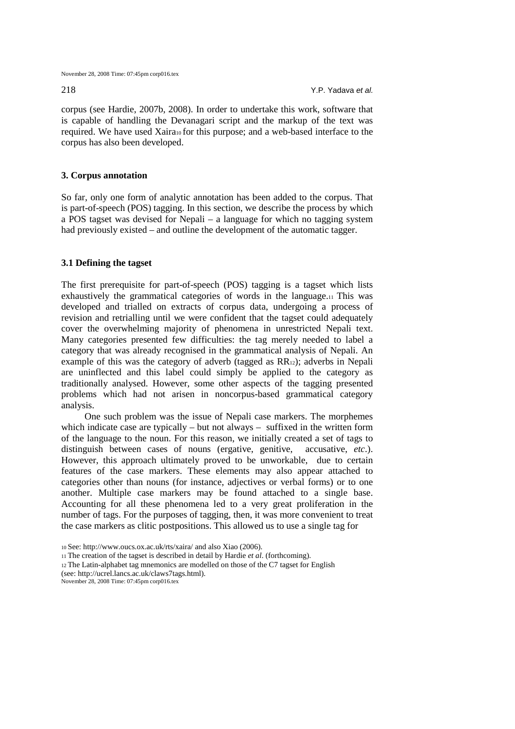corpus (see Hardie, 2007b, 2008). In order to undertake this work, software that is capable of handling the Devanagari script and the markup of the text was required. We have used Xaira[10] for this purpose; and a web-based interface to the corpus has also been developed.

## 3. Corpus annotation

So far, only one form of analytic annotation has been added to the corpus. That is part-of-speech (POS) tagging. In this section, we describe the process by which a POS tagset was devised for Nepali – a language for which no tagging system had previously existed – and outline the development of the automatic tagger.

### 3.1 Defining the tagset

The first prerequisite for part-of-speech (POS) tagging is a tagset which lists exhaustively the grammatical categories of words in the language.[11] This was developed and trialled on extracts of corpus data, undergoing a process of revision and retrialling until we were confident that the tagset could adequately cover the overwhelming majority of phenomena in unrestricted Nepali text. Many categories presented few difficulties: the tag merely needed to label a category that was already recognised in the grammatical analysis of Nepali. An example of this was the category of adverb (tagged as RR[12]); adverbs in Nepali are uninflected and this label could simply be applied to the category as traditionally analysed. However, some other aspects of the tagging presented problems which had not arisen in noncorpus-based grammatical category analysis.

One such problem was the issue of Nepali case markers. The morphemes which indicate case are typically – but not always – suffixed in the written form of the language to the noun. For this reason, we initially created a set of tags to distinguish between cases of nouns (ergative, genitive, accusative, *etc*.). However, this approach ultimately proved to be unworkable, due to certain features of the case markers. These elements may also appear attached to categories other than nouns (for instance, adjectives or verbal forms) or to one another. Multiple case markers may be found attached to a single base. Accounting for all these phenomena led to a very great proliferation in the number of tags. For the purposes of tagging, then, it was more convenient to treat the case markers as clitic postpositions. This allowed us to use a single tag for

[10] See: http://www.oucs.ox.ac.uk/rts/xaira/ and also Xiao (2006).

[11] The creation of the tagset is described in detail by Hardie *et al*. (forthcoming).

[12] The Latin-alphabet tag mnemonics are modelled on those of the C7 tagset for English (see: http://ucrel.lancs.ac.uk/claws7tags.html).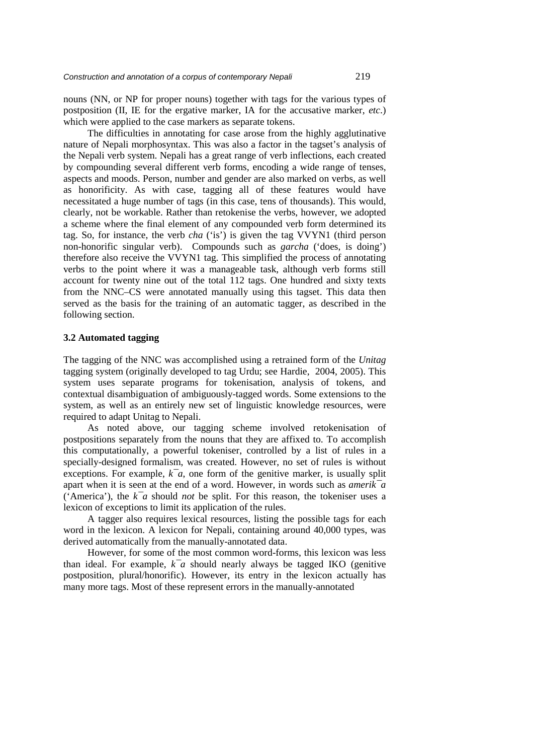nouns (NN, or NP for proper nouns) together with tags for the various types of postposition (II, IE for the ergative marker, IA for the accusative marker, *etc*.) which were applied to the case markers as separate tokens.

The difficulties in annotating for case arose from the highly agglutinative nature of Nepali morphosyntax. This was also a factor in the tagset's analysis of the Nepali verb system. Nepali has a great range of verb inflections, each created by compounding several different verb forms, encoding a wide range of tenses, aspects and moods. Person, number and gender are also marked on verbs, as well as honorificity. As with case, tagging all of these features would have necessitated a huge number of tags (in this case, tens of thousands). This would, clearly, not be workable. Rather than retokenise the verbs, however, we adopted a scheme where the final element of any compounded verb form determined its tag. So, for instance, the verb *cha* ('is') is given the tag VVYN1 (third person non-honorific singular verb). Compounds such as *garcha* ('does, is doing') therefore also receive the VVYN1 tag. This simplified the process of annotating verbs to the point where it was a manageable task, although verb forms still account for twenty nine out of the total 112 tags. One hundred and sixty texts from the NNC–CS were annotated manually using this tagset. This data then served as the basis for the training of an automatic tagger, as described in the following section.

### 3.2 Automated tagging

The tagging of the NNC was accomplished using a retrained form of the *Unitag* tagging system (originally developed to tag Urdu; see Hardie, 2004, 2005). This system uses separate programs for tokenisation, analysis of tokens, and contextual disambiguation of ambiguously-tagged words. Some extensions to the system, as well as an entirely new set of linguistic knowledge resources, were required to adapt Unitag to Nepali.

As noted above, our tagging scheme involved retokenisation of postpositions separately from the nouns that they are affixed to. To accomplish this computationally, a powerful tokeniser, controlled by a list of rules in a specially-designed formalism, was created. However, no set of rules is without exceptions. For example, *k¯a*, one form of the genitive marker, is usually split apart when it is seen at the end of a word. However, in words such as *amerik¯a* ('America'), the *k¯a* should *not* be split. For this reason, the tokeniser uses a lexicon of exceptions to limit its application of the rules.

A tagger also requires lexical resources, listing the possible tags for each word in the lexicon. A lexicon for Nepali, containing around 40,000 types, was derived automatically from the manually-annotated data.

However, for some of the most common word-forms, this lexicon was less than ideal. For example, *k¯a* should nearly always be tagged IKO (genitive postposition, plural/honorific). However, its entry in the lexicon actually has many more tags. Most of these represent errors in the manually-annotated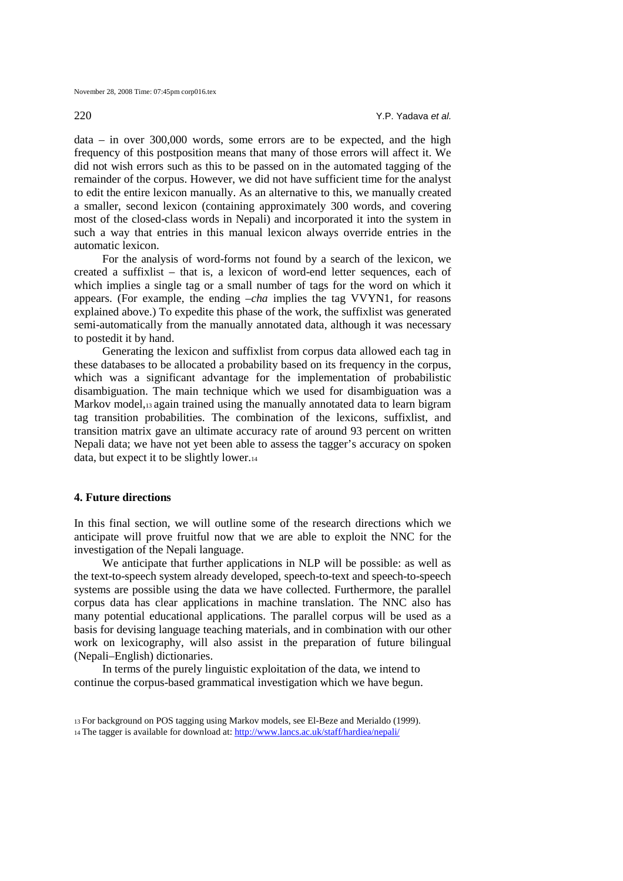data – in over 300,000 words, some errors are to be expected, and the high frequency of this postposition means that many of those errors will affect it. We did not wish errors such as this to be passed on in the automated tagging of the remainder of the corpus. However, we did not have sufficient time for the analyst to edit the entire lexicon manually. As an alternative to this, we manually created a smaller, second lexicon (containing approximately 300 words, and covering most of the closed-class words in Nepali) and incorporated it into the system in such a way that entries in this manual lexicon always override entries in the automatic lexicon.

For the analysis of word-forms not found by a search of the lexicon, we created a suffixlist – that is, a lexicon of word-end letter sequences, each of which implies a single tag or a small number of tags for the word on which it appears. (For example, the ending *–cha* implies the tag VVYN1, for reasons explained above.) To expedite this phase of the work, the suffixlist was generated semi-automatically from the manually annotated data, although it was necessary to postedit it by hand.

Generating the lexicon and suffixlist from corpus data allowed each tag in these databases to be allocated a probability based on its frequency in the corpus, which was a significant advantage for the implementation of probabilistic disambiguation. The main technique which we used for disambiguation was a Markov model,[13] again trained using the manually annotated data to learn bigram tag transition probabilities. The combination of the lexicons, suffixlist, and transition matrix gave an ultimate accuracy rate of around 93 percent on written Nepali data; we have not yet been able to assess the tagger's accuracy on spoken data, but expect it to be slightly lower.[14]

## 4. Future directions

In this final section, we will outline some of the research directions which we anticipate will prove fruitful now that we are able to exploit the NNC for the investigation of the Nepali language.

We anticipate that further applications in NLP will be possible: as well as the text-to-speech system already developed, speech-to-text and speech-to-speech systems are possible using the data we have collected. Furthermore, the parallel corpus data has clear applications in machine translation. The NNC also has many potential educational applications. The parallel corpus will be used as a basis for devising language teaching materials, and in combination with our other work on lexicography, will also assist in the preparation of future bilingual (Nepali–English) dictionaries.

In terms of the purely linguistic exploitation of the data, we intend to continue the corpus-based grammatical investigation which we have begun.

[13] For background on POS tagging using Markov models, see El-Beze and Merialdo (1999).

[14] The tagger is available for download at: http://www.lancs.ac.uk/staff/hardiea/nepali/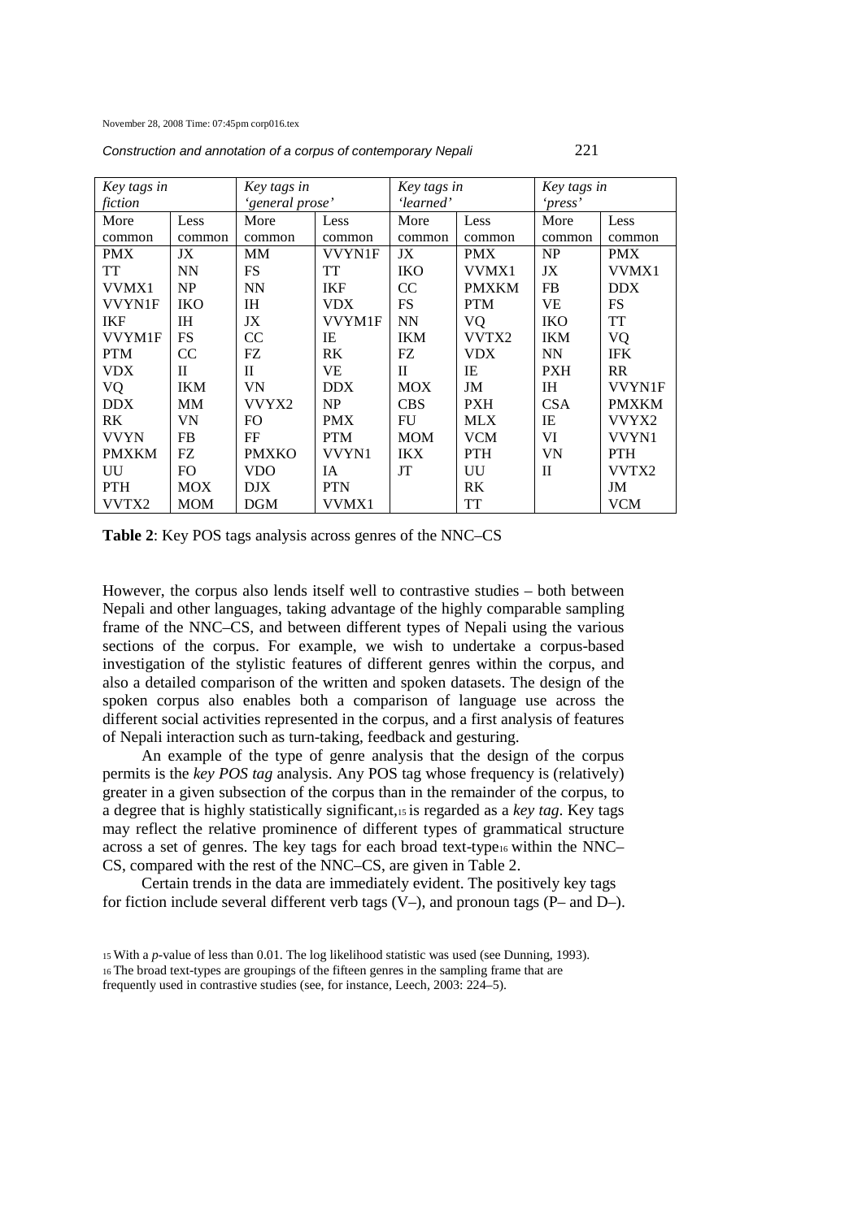| *Key tags in fiction* | | *Key tags in 'general prose'* | | *Key tags in 'learned'* | | *Key tags in 'press'* | |
|---|---|---|---|---|---|---|---|
| More common | Less common | More common | Less common | More common | Less common | More common | Less common |
| PMX | JX | MM | VVYN1F | JX | PMX | NP | PMX |
| TT | NN | FS | TT | IKO | VVMX1 | JX | VVMX1 |
| VVMX1 | NP | NN | IKF | CC | PMXKM | FB | DDX |
| VVYN1F | IKO | IH | VDX | FS | PTM | VE | FS |
| IKF | IH | JX | VVYM1F | NN | VQ | IKO | TT |
| VVYM1F | FS | CC | IE | IKM | VVTX2 | IKM | VQ |
| PTM | CC | FZ | RK | FZ | VDX | NN | IFK |
| VDX | II | II | VE | II | IE | PXH | RR |
| VQ | IKM | VN | DDX | MOX | JM | IH | VVYN1F |
| DDX | MM | VVYX2 | NP | CBS | PXH | CSA | PMXKM |
| RK | VN | FO | PMX | FU | MLX | IE | VVYX2 |
| VVYN | FB | FF | PTM | MOM | VCM | VI | VVYN1 |
| PMXKM | FZ | PMXKO | VVYN1 | IKX | PTH | VN | PTH |
| UU | FO | VDO | IA | JT | UU | II | VVTX2 |
| PTH | MOX | DJX | PTN | | RK | | JM |
| VVTX2 | MOM | DGM | VVMX1 | | TT | | VCM |

**Table 2**: Key POS tags analysis across genres of the NNC–CS

However, the corpus also lends itself well to contrastive studies – both between Nepali and other languages, taking advantage of the highly comparable sampling frame of the NNC–CS, and between different types of Nepali using the various sections of the corpus. For example, we wish to undertake a corpus-based investigation of the stylistic features of different genres within the corpus, and also a detailed comparison of the written and spoken datasets. The design of the spoken corpus also enables both a comparison of language use across the different social activities represented in the corpus, and a first analysis of features of Nepali interaction such as turn-taking, feedback and gesturing.

An example of the type of genre analysis that the design of the corpus permits is the *key POS tag* analysis. Any POS tag whose frequency is (relatively) greater in a given subsection of the corpus than in the remainder of the corpus, to a degree that is highly statistically significant,[15] is regarded as a *key tag*. Key tags may reflect the relative prominence of different types of grammatical structure across a set of genres. The key tags for each broad text-type[16] within the NNC–CS, compared with the rest of the NNC–CS, are given in Table 2.

Certain trends in the data are immediately evident. The positively key tags for fiction include several different verb tags (V–), and pronoun tags (P– and D–).

[15] With a $p$-value of less than 0.01. The log likelihood statistic was used (see Dunning, 1993).
[16] The broad text-types are groupings of the fifteen genres in the sampling frame that are frequently used in contrastive studies (see, for instance, Leech, 2003: 224–5).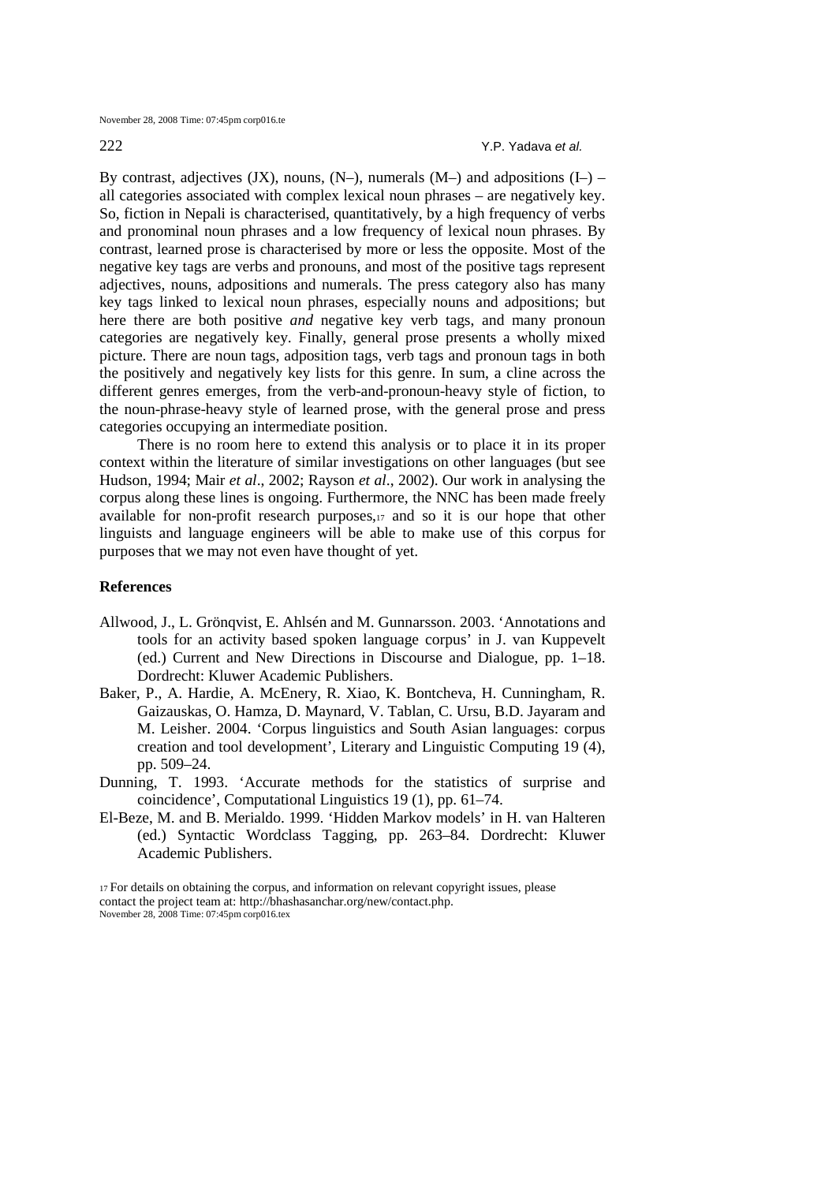By contrast, adjectives (JX), nouns, (N–), numerals (M–) and adpositions (I–) – all categories associated with complex lexical noun phrases – are negatively key. So, fiction in Nepali is characterised, quantitatively, by a high frequency of verbs and pronominal noun phrases and a low frequency of lexical noun phrases. By contrast, learned prose is characterised by more or less the opposite. Most of the negative key tags are verbs and pronouns, and most of the positive tags represent adjectives, nouns, adpositions and numerals. The press category also has many key tags linked to lexical noun phrases, especially nouns and adpositions; but here there are both positive *and* negative key verb tags, and many pronoun categories are negatively key. Finally, general prose presents a wholly mixed picture. There are noun tags, adposition tags, verb tags and pronoun tags in both the positively and negatively key lists for this genre. In sum, a cline across the different genres emerges, from the verb-and-pronoun-heavy style of fiction, to the noun-phrase-heavy style of learned prose, with the general prose and press categories occupying an intermediate position.

There is no room here to extend this analysis or to place it in its proper context within the literature of similar investigations on other languages (but see Hudson, 1994; Mair *et al*., 2002; Rayson *et al*., 2002). Our work in analysing the corpus along these lines is ongoing. Furthermore, the NNC has been made freely available for non-profit research purposes,[17] and so it is our hope that other linguists and language engineers will be able to make use of this corpus for purposes that we may not even have thought of yet.

## References

Allwood, J., L. Grönqvist, E. Ahlsén and M. Gunnarsson. 2003. 'Annotations and tools for an activity based spoken language corpus' in J. van Kuppevelt (ed.) Current and New Directions in Discourse and Dialogue, pp. 1–18. Dordrecht: Kluwer Academic Publishers.

Baker, P., A. Hardie, A. McEnery, R. Xiao, K. Bontcheva, H. Cunningham, R. Gaizauskas, O. Hamza, D. Maynard, V. Tablan, C. Ursu, B.D. Jayaram and M. Leisher. 2004. 'Corpus linguistics and South Asian languages: corpus creation and tool development', Literary and Linguistic Computing 19 (4), pp. 509–24.

Dunning, T. 1993. 'Accurate methods for the statistics of surprise and coincidence', Computational Linguistics 19 (1), pp. 61–74.

El-Beze, M. and B. Merialdo. 1999. 'Hidden Markov models' in H. van Halteren (ed.) Syntactic Wordclass Tagging, pp. 263–84. Dordrecht: Kluwer Academic Publishers.

[17] For details on obtaining the corpus, and information on relevant copyright issues, please contact the project team at: http://bhashasanchar.org/new/contact.php.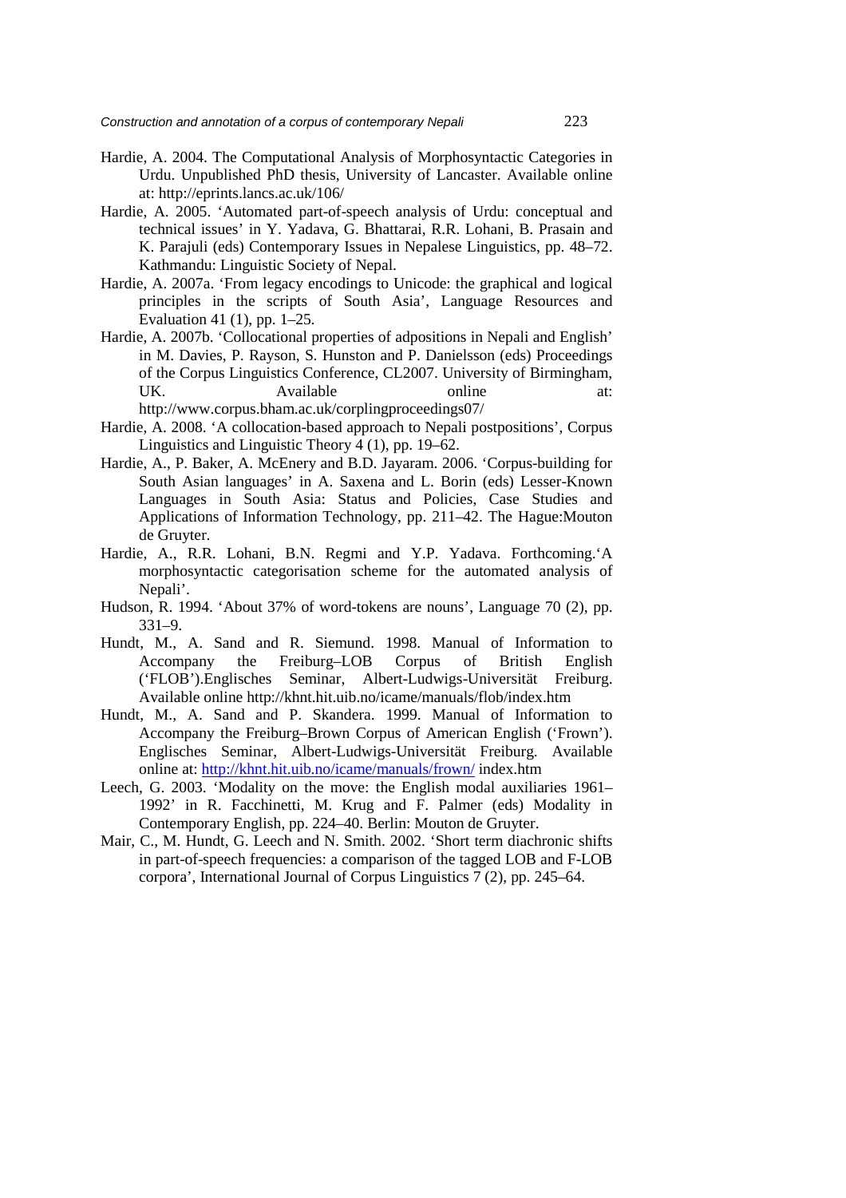Hardie, A. 2004. The Computational Analysis of Morphosyntactic Categories in Urdu. Unpublished PhD thesis, University of Lancaster. Available online at: http://eprints.lancs.ac.uk/106/

Hardie, A. 2005. 'Automated part-of-speech analysis of Urdu: conceptual and technical issues' in Y. Yadava, G. Bhattarai, R.R. Lohani, B. Prasain and K. Parajuli (eds) Contemporary Issues in Nepalese Linguistics, pp. 48–72. Kathmandu: Linguistic Society of Nepal.

Hardie, A. 2007a. 'From legacy encodings to Unicode: the graphical and logical principles in the scripts of South Asia', Language Resources and Evaluation 41 (1), pp. 1–25.

Hardie, A. 2007b. 'Collocational properties of adpositions in Nepali and English' in M. Davies, P. Rayson, S. Hunston and P. Danielsson (eds) Proceedings of the Corpus Linguistics Conference, CL2007. University of Birmingham, UK. Available online at: http://www.corpus.bham.ac.uk/corplingproceedings07/

Hardie, A. 2008. 'A collocation-based approach to Nepali postpositions', Corpus Linguistics and Linguistic Theory 4 (1), pp. 19–62.

Hardie, A., P. Baker, A. McEnery and B.D. Jayaram. 2006. 'Corpus-building for South Asian languages' in A. Saxena and L. Borin (eds) Lesser-Known Languages in South Asia: Status and Policies, Case Studies and Applications of Information Technology, pp. 211–42. The Hague:Mouton de Gruyter.

Hardie, A., R.R. Lohani, B.N. Regmi and Y.P. Yadava. Forthcoming.'A morphosyntactic categorisation scheme for the automated analysis of Nepali'.

Hudson, R. 1994. 'About 37% of word-tokens are nouns', Language 70 (2), pp. 331–9.

Hundt, M., A. Sand and R. Siemund. 1998. Manual of Information to Accompany the Freiburg–LOB Corpus of British English ('FLOB').Englisches Seminar, Albert-Ludwigs-Universität Freiburg. Available online http://khnt.hit.uib.no/icame/manuals/flob/index.htm

Hundt, M., A. Sand and P. Skandera. 1999. Manual of Information to Accompany the Freiburg–Brown Corpus of American English ('Frown'). Englisches Seminar, Albert-Ludwigs-Universität Freiburg. Available online at: http://khnt.hit.uib.no/icame/manuals/frown/ index.htm

Leech, G. 2003. 'Modality on the move: the English modal auxiliaries 1961–1992' in R. Facchinetti, M. Krug and F. Palmer (eds) Modality in Contemporary English, pp. 224–40. Berlin: Mouton de Gruyter.

Mair, C., M. Hundt, G. Leech and N. Smith. 2002. 'Short term diachronic shifts in part-of-speech frequencies: a comparison of the tagged LOB and F-LOB corpora', International Journal of Corpus Linguistics 7 (2), pp. 245–64.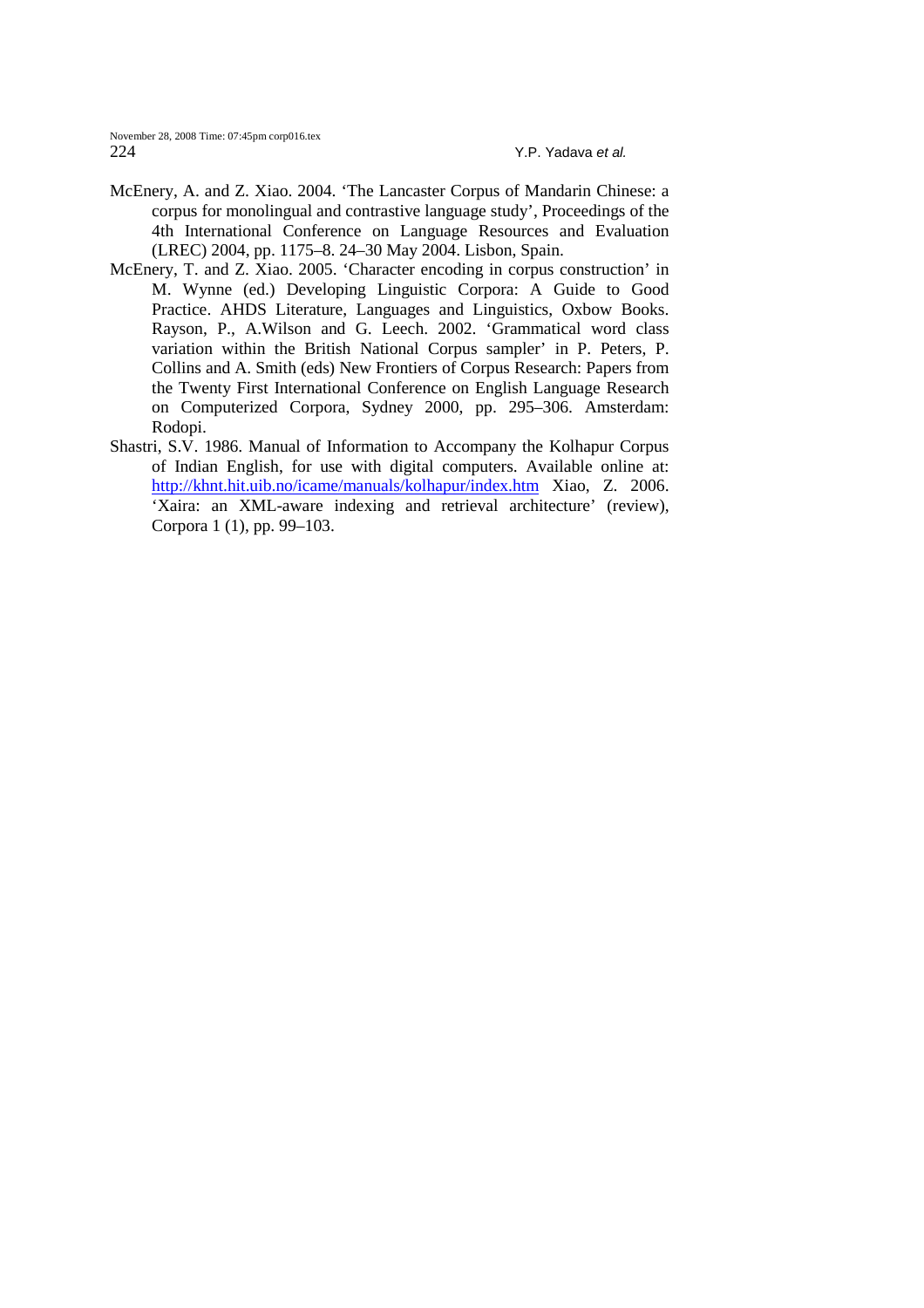McEnery, A. and Z. Xiao. 2004. 'The Lancaster Corpus of Mandarin Chinese: a corpus for monolingual and contrastive language study', Proceedings of the 4th International Conference on Language Resources and Evaluation (LREC) 2004, pp. 1175–8. 24–30 May 2004. Lisbon, Spain.

McEnery, T. and Z. Xiao. 2005. 'Character encoding in corpus construction' in M. Wynne (ed.) Developing Linguistic Corpora: A Guide to Good Practice. AHDS Literature, Languages and Linguistics, Oxbow Books. Rayson, P., A.Wilson and G. Leech. 2002. 'Grammatical word class variation within the British National Corpus sampler' in P. Peters, P. Collins and A. Smith (eds) New Frontiers of Corpus Research: Papers from the Twenty First International Conference on English Language Research on Computerized Corpora, Sydney 2000, pp. 295–306. Amsterdam: Rodopi.

Shastri, S.V. 1986. Manual of Information to Accompany the Kolhapur Corpus of Indian English, for use with digital computers. Available online at: http://khnt.hit.uib.no/icame/manuals/kolhapur/index.htm Xiao, Z. 2006. 'Xaira: an XML-aware indexing and retrieval architecture' (review), Corpora 1 (1), pp. 99–103.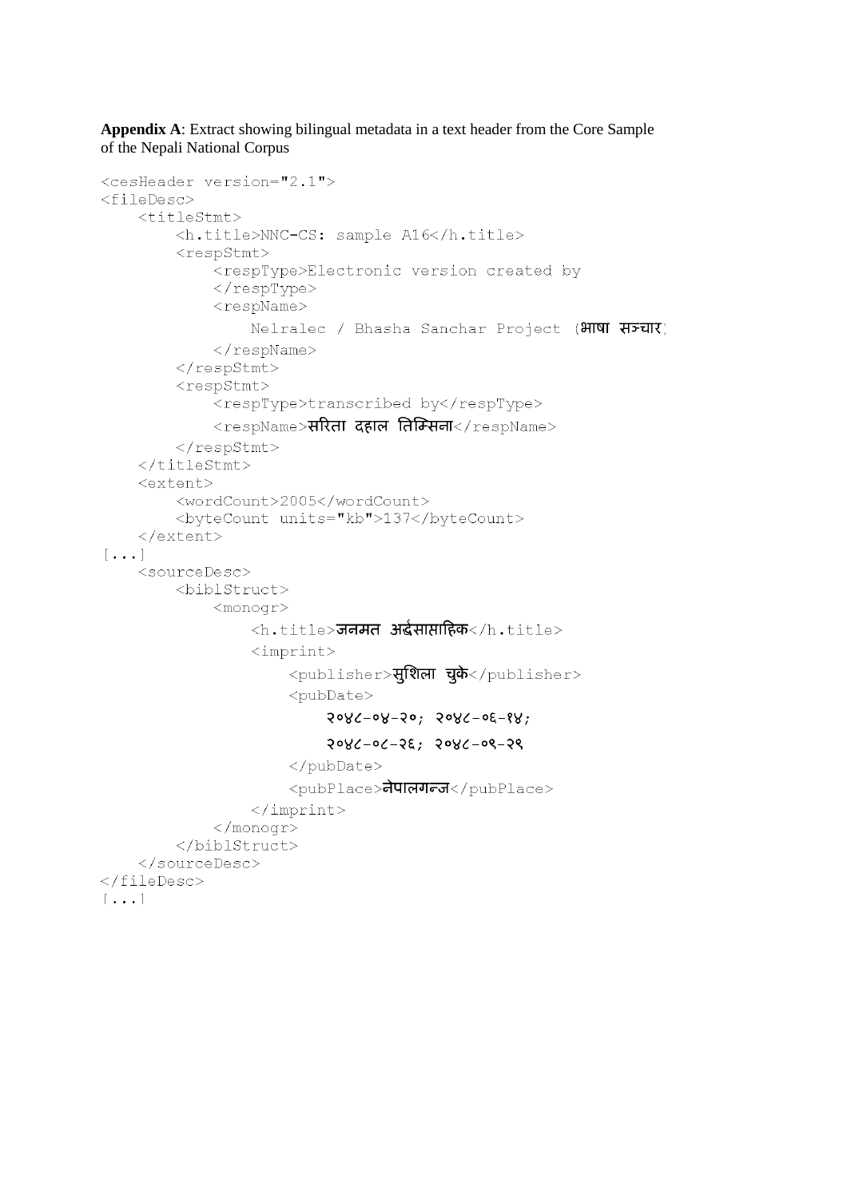**Appendix A**: Extract showing bilingual metadata in a text header from the Core Sample of the Nepali National Corpus

```
<cesHeader version="2.1">
<fileDesc>
    <titleStmt>
        <h.title>NNC-CS: sample A16</h.title>
        <respStmt>
            <respType>Electronic version created by
            </respType>
            <respName>
                Nelralec / Bhasha Sanchar Project (भाषा सञ्चार)
            </respName>
        </respStmt>
        <respStmt>
            <respType>transcribed by</respType>
            <respName>सरिता दहाल तिम्सिना</respName>
        </respStmt>
    </titleStmt>
    <extent>
        <wordCount>2005</wordCount>
        <byteCount units="kb">137</byteCount>
    </extent>
[...]
    <sourceDesc>
        <biblStruct>
            <monogr>
                <h.title>जनमत अर्द्धसाप्ताहिक</h.title>
                <imprint>
                    <publisher>सुशिला चुके</publisher>
                    <pubDate>
                        २०४८-०४-२०; २०४८-०६-१४;
                        २०४८-०८-२६; २०४८-०९-२९
                    </pubDate>
                    <pubPlace>नेपालगन्ज</pubPlace>
                </imprint>
            </monogr>
        </biblStruct>
    </sourceDesc>
</fileDesc>
[...]
```